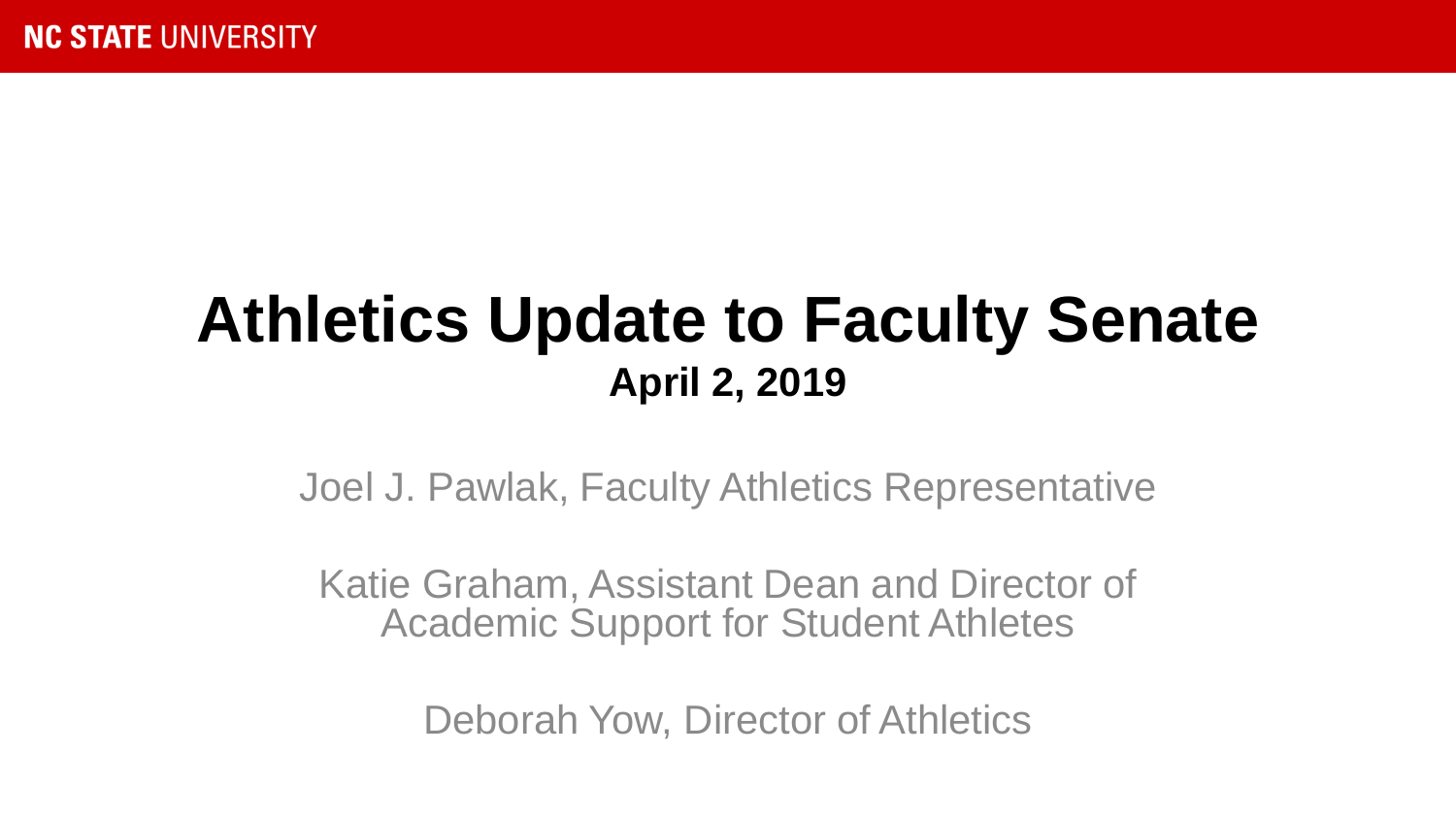NC STATE UNIVERSITY

# Athletics Update to Faculty Senate

**April 2, 2019**

Joel J. Pawlak, Faculty Athletics Representative

Katie Graham, Assistant Dean and Director of Academic Support for Student Athletes

Deborah Yow, Director of Athletics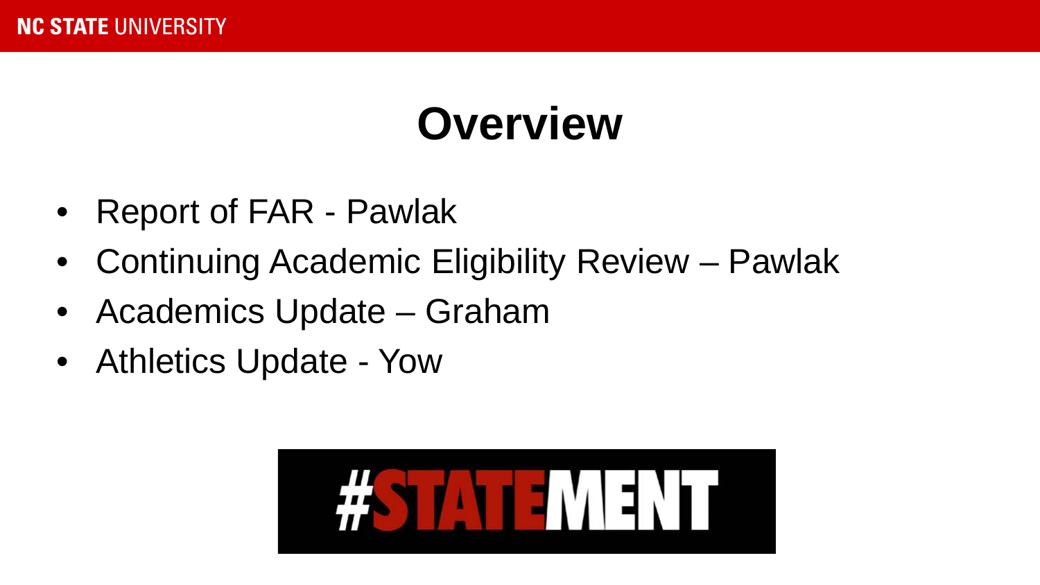# Overview

- Report of FAR - Pawlak
- Continuing Academic Eligibility Review – Pawlak
- Academics Update – Graham
- Athletics Update - Yow

#STATEMENT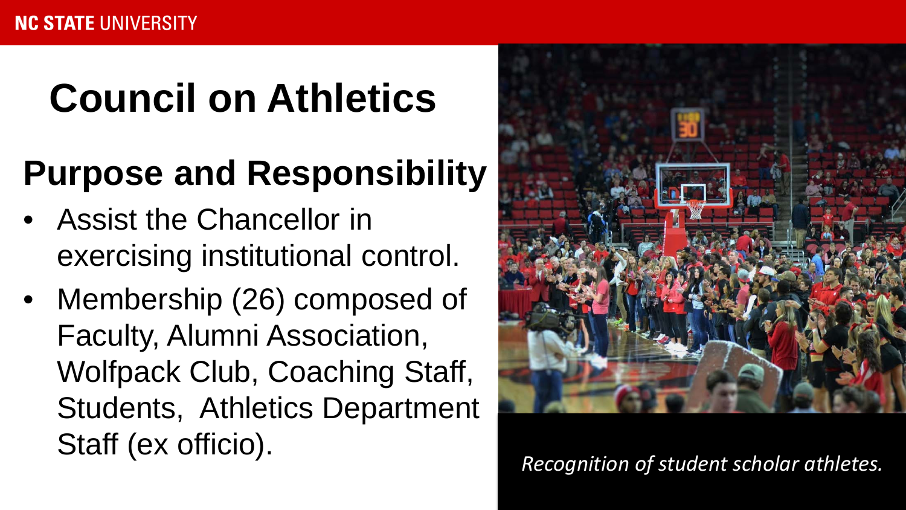# Council on Athletics

## Purpose and Responsibility

- Assist the Chancellor in exercising institutional control.
- Membership (26) composed of Faculty, Alumni Association, Wolfpack Club, Coaching Staff, Students, Athletics Department Staff (ex officio).

*Recognition of student scholar athletes.*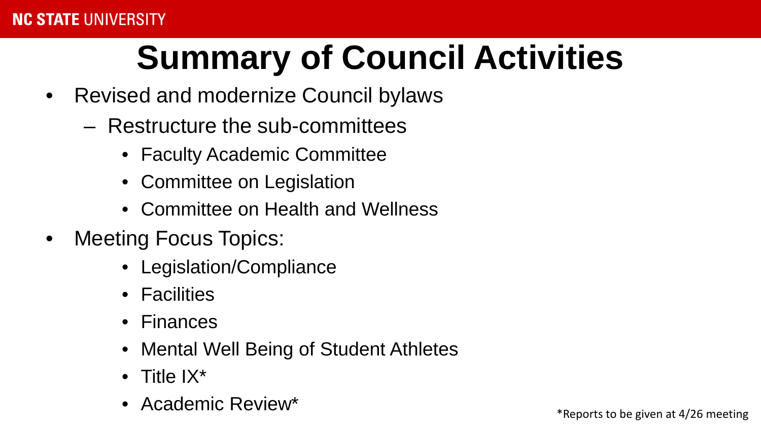# Summary of Council Activities

- Revised and modernize Council bylaws
  - Restructure the sub-committees
    - Faculty Academic Committee
    - Committee on Legislation
    - Committee on Health and Wellness
- Meeting Focus Topics:
    - Legislation/Compliance
    - Facilities
    - Finances
    - Mental Well Being of Student Athletes
    - Title IX*
    - Academic Review*

*Reports to be given at 4/26 meeting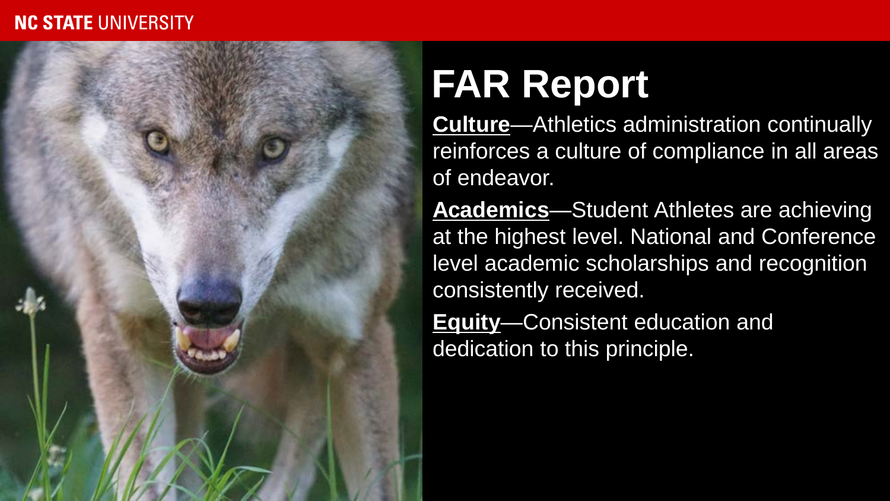# FAR Report

**Culture**—Athletics administration continually reinforces a culture of compliance in all areas of endeavor.

**Academics**—Student Athletes are achieving at the highest level. National and Conference level academic scholarships and recognition consistently received.

**Equity**—Consistent education and dedication to this principle.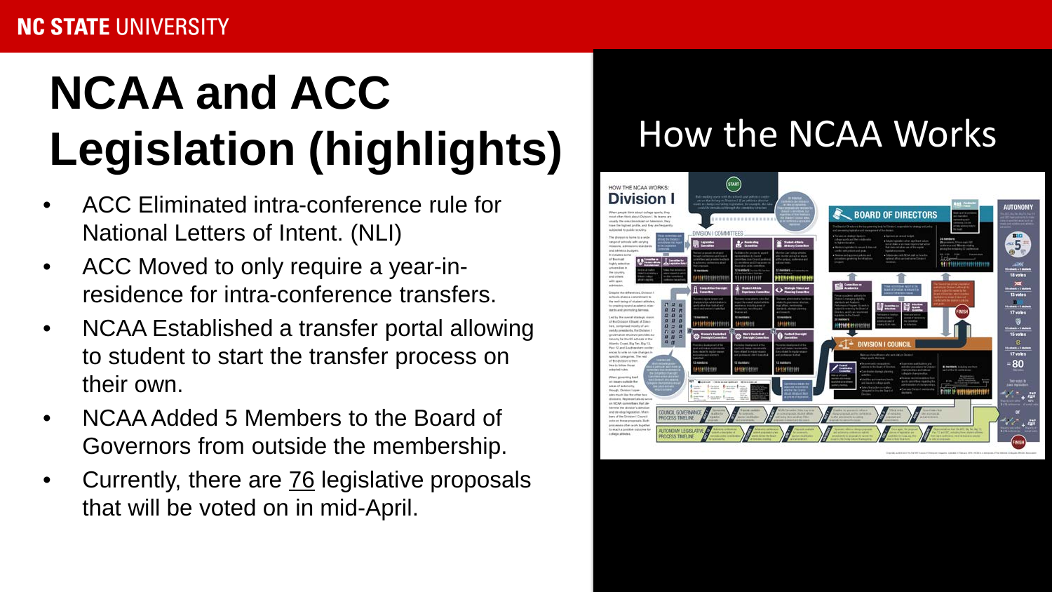# NCAA and ACC Legislation (highlights)

- ACC Eliminated intra-conference rule for National Letters of Intent. (NLI)
- ACC Moved to only require a year-in-residence for intra-conference transfers.
- NCAA Established a transfer portal allowing to student to start the transfer process on their own.
- NCAA Added 5 Members to the Board of Governors from outside the membership.
- Currently, there are <u>76</u> legislative proposals that will be voted on in mid-April.

## How the NCAA Works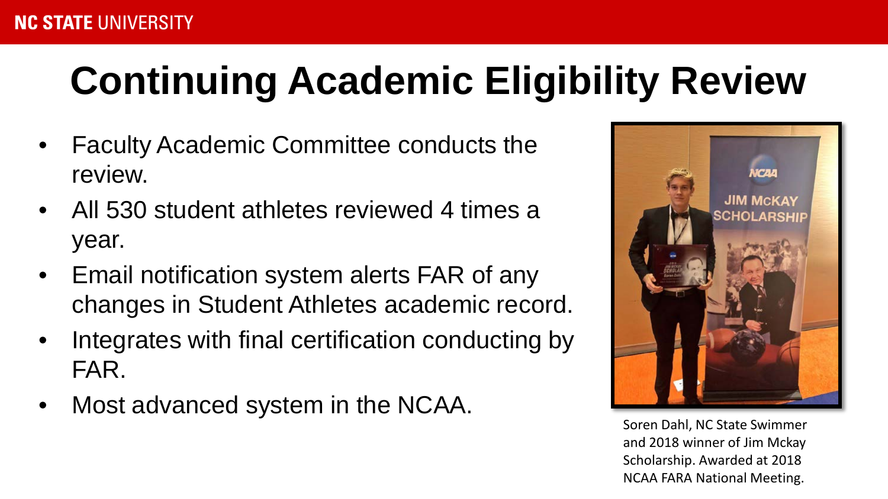# Continuing Academic Eligibility Review

- Faculty Academic Committee conducts the review.
- All 530 student athletes reviewed 4 times a year.
- Email notification system alerts FAR of any changes in Student Athletes academic record.
- Integrates with final certification conducting by FAR.
- Most advanced system in the NCAA.

Soren Dahl, NC State Swimmer and 2018 winner of Jim Mckay Scholarship. Awarded at 2018 NCAA FARA National Meeting.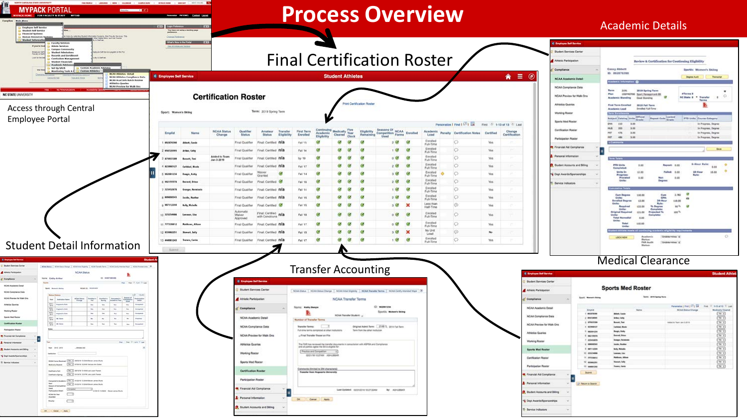# Process Overview

Academic Details

Final Certification Roster

Access through Central Employee Portal

Student Detail Information

Transfer Accounting

Medical Clearance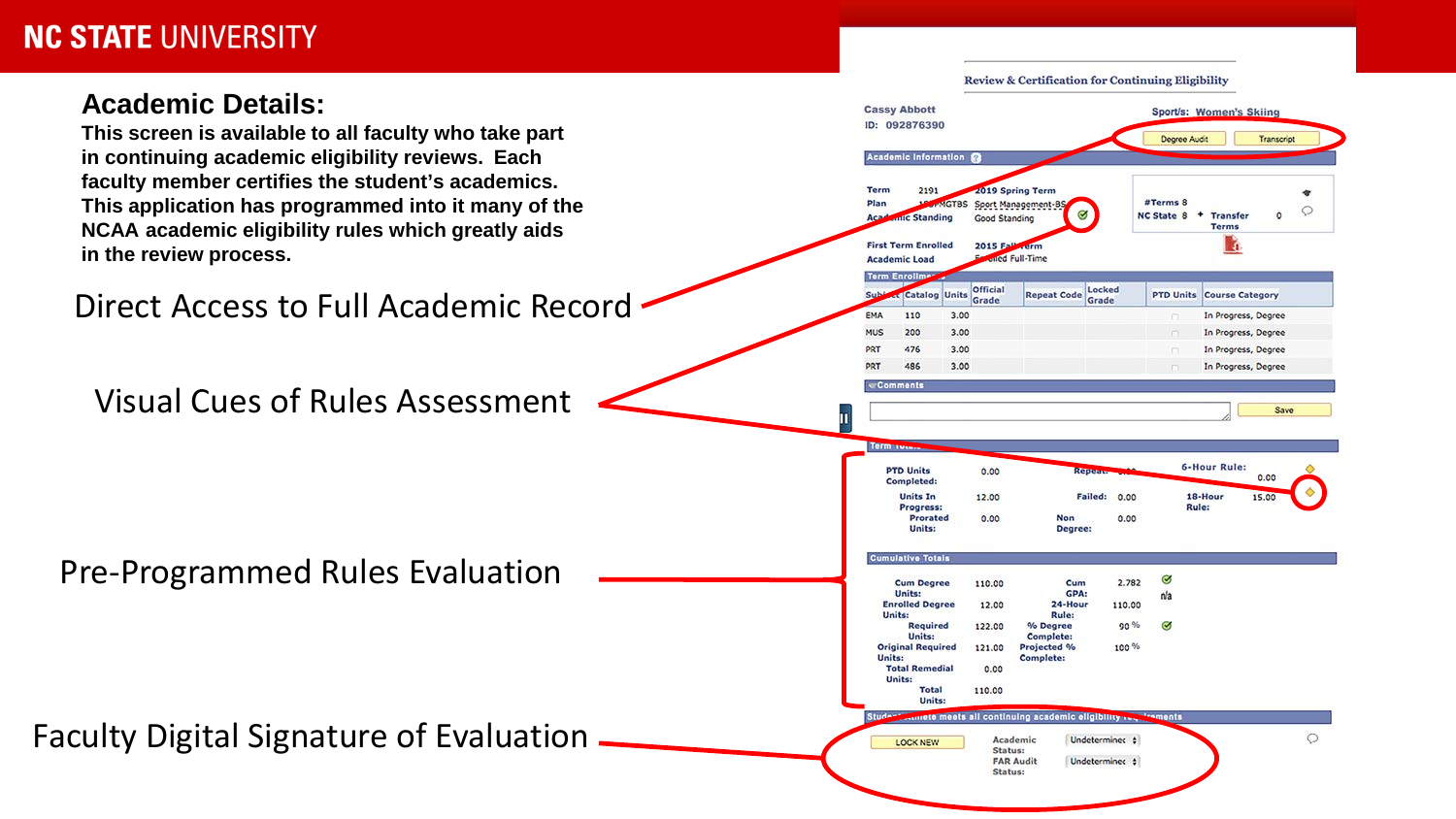## Academic Details:

**This screen is available to all faculty who take part in continuing academic eligibility reviews. Each faculty member certifies the student's academics. This application has programmed into it many of the NCAA academic eligibility rules which greatly aids in the review process.**

Direct Access to Full Academic Record

Visual Cues of Rules Assessment

Pre-Programmed Rules Evaluation

Faculty Digital Signature of Evaluation

Review & Certification for Continuing Eligibility

Cassy Abbott
ID: 092876390

Sport/s: Women's Skiing

Degree Audit | Transcript

**Academic Information**

Term 2191 2019 Spring Term
Plan 150MGTBS Sport Management-BS
Academic Standing Good Standing

First Term Enrolled 2015 Fall Term
Academic Load Enrolled Full-Time

#Terms 8
NC State 8 + Transfer Terms 0

**Term Enrollment**

| Subject | Catalog | Units | Official Grade | Repeat Code | Locked Grade | PTD Units | Course Category |
|---|---|---|---|---|---|---|---|
| EMA | 110 | 3.00 | | | | | In Progress, Degree |
| MUS | 200 | 3.00 | | | | | In Progress, Degree |
| PRT | 476 | 3.00 | | | | | In Progress, Degree |
| PRT | 486 | 3.00 | | | | | In Progress, Degree |

**Comments**

Save

**Term Totals**

PTD Units Completed: 0.00
Repeat: 0.00
6-Hour Rule: 0.00
Units In Progress: 12.00
Failed: 0.00
18-Hour Rule: 15.00
Prorated Units: 0.00
Non Degree: 0.00

**Cumulative Totals**

Cum Degree Units: 110.00
Cum GPA: 2.782
Enrolled Degree Units: 12.00
24-Hour Rule: 110.00 n/a
Required Units: 122.00
% Degree Complete: 90 %
Original Required Units: 121.00
Projected % Complete: 100 %
Total Remedial Units: 0.00
Total Units: 110.00

**Student-Athlete meets all continuing academic eligibility requirements**

LOCK NEW
Academic Status: Undetermined
FAR Audit Status: Undetermined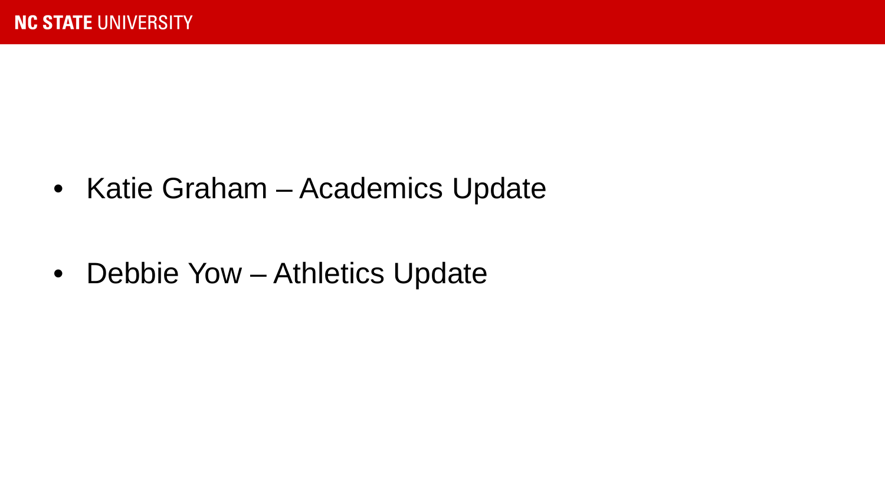- Katie Graham – Academics Update
- Debbie Yow – Athletics Update